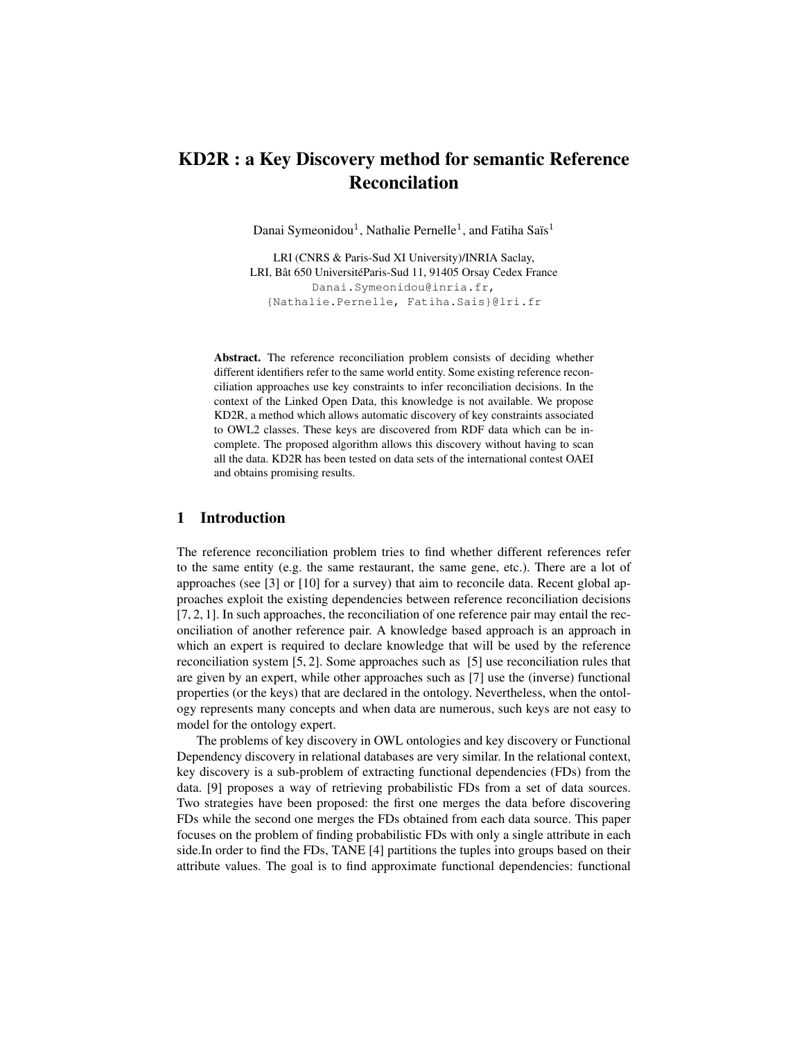# KD2R : a Key Discovery method for semantic Reference Reconcilation

Danai Symeonidou[1], Nathalie Pernelle[1], and Fatiha Saïs[1]

LRI (CNRS & Paris-Sud XI University)/INRIA Saclay,
LRI, Bât 650 UniversitéParis-Sud 11, 91405 Orsay Cedex France
Danai.Symeonidou@inria.fr,
{Nathalie.Pernelle, Fatiha.Sais}@lri.fr

**Abstract.** The reference reconciliation problem consists of deciding whether different identifiers refer to the same world entity. Some existing reference reconciliation approaches use key constraints to infer reconciliation decisions. In the context of the Linked Open Data, this knowledge is not available. We propose KD2R, a method which allows automatic discovery of key constraints associated to OWL2 classes. These keys are discovered from RDF data which can be incomplete. The proposed algorithm allows this discovery without having to scan all the data. KD2R has been tested on data sets of the international contest OAEI and obtains promising results.

## 1 Introduction

The reference reconciliation problem tries to find whether different references refer to the same entity (e.g. the same restaurant, the same gene, etc.). There are a lot of approaches (see [3] or [10] for a survey) that aim to reconcile data. Recent global approaches exploit the existing dependencies between reference reconciliation decisions [7, 2, 1]. In such approaches, the reconciliation of one reference pair may entail the reconciliation of another reference pair. A knowledge based approach is an approach in which an expert is required to declare knowledge that will be used by the reference reconciliation system [5, 2]. Some approaches such as [5] use reconciliation rules that are given by an expert, while other approaches such as [7] use the (inverse) functional properties (or the keys) that are declared in the ontology. Nevertheless, when the ontology represents many concepts and when data are numerous, such keys are not easy to model for the ontology expert.

The problems of key discovery in OWL ontologies and key discovery or Functional Dependency discovery in relational databases are very similar. In the relational context, key discovery is a sub-problem of extracting functional dependencies (FDs) from the data. [9] proposes a way of retrieving probabilistic FDs from a set of data sources. Two strategies have been proposed: the first one merges the data before discovering FDs while the second one merges the FDs obtained from each data source. This paper focuses on the problem of finding probabilistic FDs with only a single attribute in each side.In order to find the FDs, TANE [4] partitions the tuples into groups based on their attribute values. The goal is to find approximate functional dependencies: functional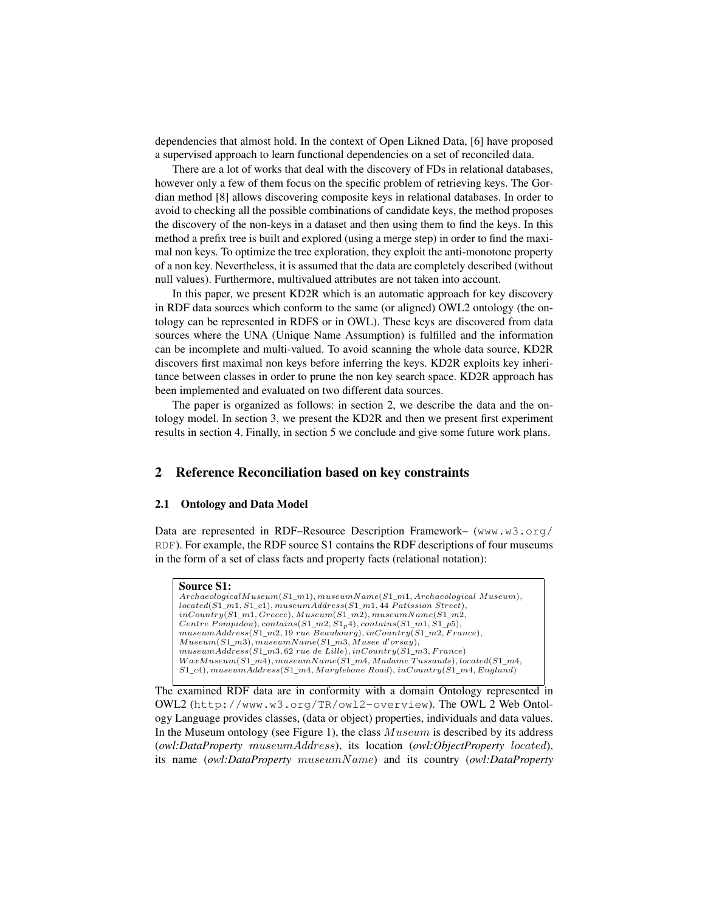dependencies that almost hold. In the context of Open Likned Data, [6] have proposed a supervised approach to learn functional dependencies on a set of reconciled data.

There are a lot of works that deal with the discovery of FDs in relational databases, however only a few of them focus on the specific problem of retrieving keys. The Gordian method [8] allows discovering composite keys in relational databases. In order to avoid to checking all the possible combinations of candidate keys, the method proposes the discovery of the non-keys in a dataset and then using them to find the keys. In this method a prefix tree is built and explored (using a merge step) in order to find the maximal non keys. To optimize the tree exploration, they exploit the anti-monotone property of a non key. Nevertheless, it is assumed that the data are completely described (without null values). Furthermore, multivalued attributes are not taken into account.

In this paper, we present KD2R which is an automatic approach for key discovery in RDF data sources which conform to the same (or aligned) OWL2 ontology (the ontology can be represented in RDFS or in OWL). These keys are discovered from data sources where the UNA (Unique Name Assumption) is fulfilled and the information can be incomplete and multi-valued. To avoid scanning the whole data source, KD2R discovers first maximal non keys before inferring the keys. KD2R exploits key inheritance between classes in order to prune the non key search space. KD2R approach has been implemented and evaluated on two different data sources.

The paper is organized as follows: in section 2, we describe the data and the ontology model. In section 3, we present the KD2R and then we present first experiment results in section 4. Finally, in section 5 we conclude and give some future work plans.

## 2 Reference Reconciliation based on key constraints

### 2.1 Ontology and Data Model

Data are represented in RDF–Resource Description Framework– (www.w3.org/RDF). For example, the RDF source S1 contains the RDF descriptions of four museums in the form of a set of class facts and property facts (relational notation):

**Source S1:**
$ArchaeologicalMuseum(S1\_m1)$, $museumName(S1\_m1, Archaeological\ Museum)$, $located(S1\_m1, S1\_c1)$, $museumAddress(S1\_m1, 44\ Patission\ Street)$, $inCountry(S1\_m1, Greece)$, $Museum(S1\_m2)$, $museumName(S1\_m2, Centre\ Pompidou)$, $contains(S1\_m2, S1_p4)$, $contains(S1\_m1, S1\_p5)$, $museumAddress(S1\_m2, 19\ rue\ Beaubourg)$, $inCountry(S1\_m2, France)$, $Museum(S1\_m3)$, $museumName(S1\_m3, Musee\ d'orsay)$, $museumAddress(S1\_m3, 62\ rue\ de\ Lille)$, $inCountry(S1\_m3, France)$ $WaxMuseum(S1\_m4)$, $museumName(S1\_m4, Madame\ Tussauds)$, $located(S1\_m4, S1\_c4)$, $museumAddress(S1\_m4, Marylebone\ Road)$, $inCountry(S1\_m4, England)$

The examined RDF data are in conformity with a domain Ontology represented in OWL2 (http://www.w3.org/TR/owl2-overview). The OWL 2 Web Ontology Language provides classes, (data or object) properties, individuals and data values. In the Museum ontology (see Figure 1), the class $Museum$ is described by its address (*owl:DataProperty* $museumAddress$), its location (*owl:ObjectProperty* $located$), its name (*owl:DataProperty* $museumName$) and its country (*owl:DataProperty*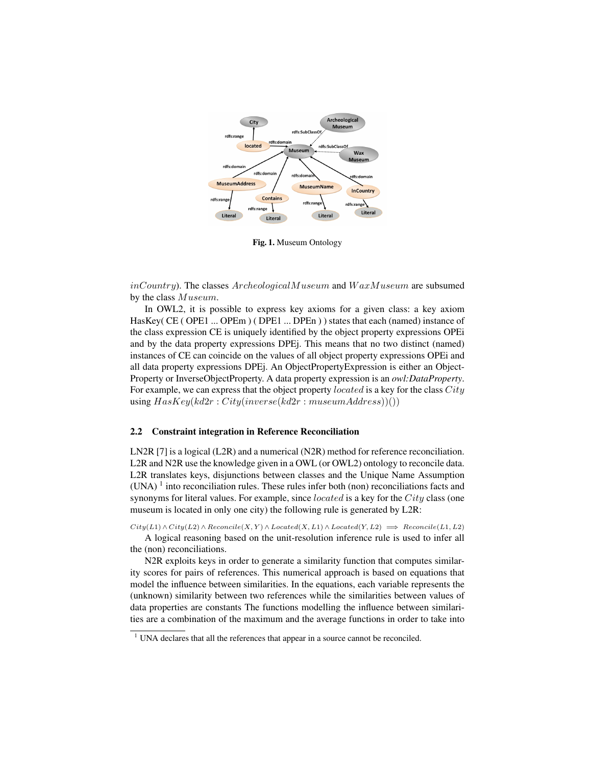Fig. 1. Museum Ontology

$inCountry$). The classes $ArcheologicalMuseum$ and $WaxMuseum$ are subsumed by the class $Museum$.

In OWL2, it is possible to express key axioms for a given class: a key axiom HasKey( CE ( OPE1 ... OPEm ) ( DPE1 ... DPEn ) ) states that each (named) instance of the class expression CE is uniquely identified by the object property expressions OPEi and by the data property expressions DPEj. This means that no two distinct (named) instances of CE can coincide on the values of all object property expressions OPEi and all data property expressions DPEj. An ObjectPropertyExpression is either an ObjectProperty or InverseObjectProperty. A data property expression is an *owl:DataProperty*. For example, we can express that the object property $located$ is a key for the class $City$ using $HasKey(kd2r : City(inverse(kd2r : museumAddress))())$

### 2.2 Constraint integration in Reference Reconciliation

LN2R [7] is a logical (L2R) and a numerical (N2R) method for reference reconciliation. L2R and N2R use the knowledge given in a OWL (or OWL2) ontology to reconcile data. L2R translates keys, disjunctions between classes and the Unique Name Assumption (UNA) [1] into reconciliation rules. These rules infer both (non) reconciliations facts and synonyms for literal values. For example, since $located$ is a key for the $City$ class (one museum is located in only one city) the following rule is generated by L2R:

$$City(L1) \wedge City(L2) \wedge Reconcile(X, Y) \wedge Located(X, L1) \wedge Located(Y, L2) \implies Reconcile(L1, L2)$$

A logical reasoning based on the unit-resolution inference rule is used to infer all the (non) reconciliations.

N2R exploits keys in order to generate a similarity function that computes similarity scores for pairs of references. This numerical approach is based on equations that model the influence between similarities. In the equations, each variable represents the (unknown) similarity between two references while the similarities between values of data properties are constants The functions modelling the influence between similarities are a combination of the maximum and the average functions in order to take into

[1] UNA declares that all the references that appear in a source cannot be reconciled.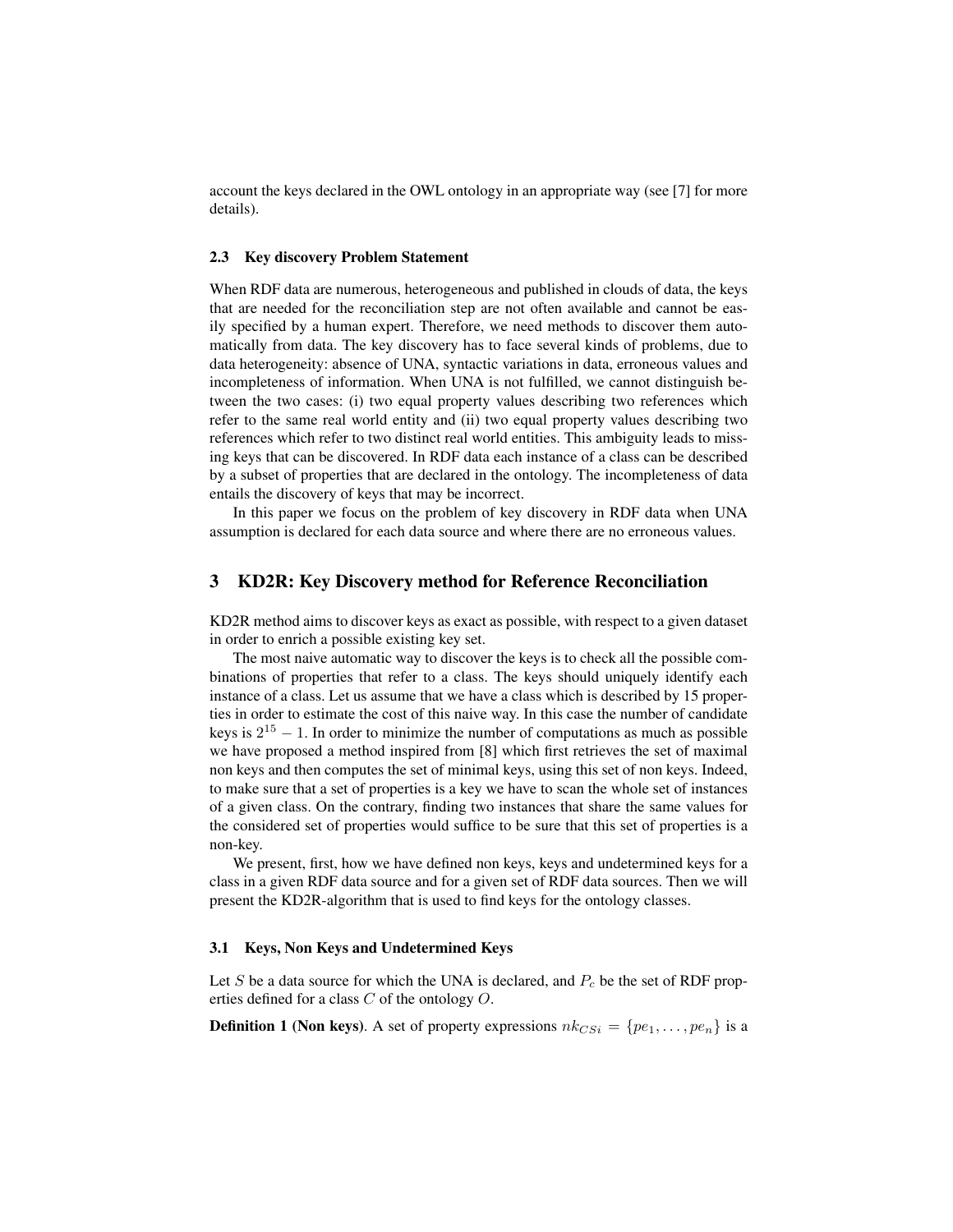account the keys declared in the OWL ontology in an appropriate way (see [7] for more details).

### 2.3 Key discovery Problem Statement

When RDF data are numerous, heterogeneous and published in clouds of data, the keys that are needed for the reconciliation step are not often available and cannot be easily specified by a human expert. Therefore, we need methods to discover them automatically from data. The key discovery has to face several kinds of problems, due to data heterogeneity: absence of UNA, syntactic variations in data, erroneous values and incompleteness of information. When UNA is not fulfilled, we cannot distinguish between the two cases: (i) two equal property values describing two references which refer to the same real world entity and (ii) two equal property values describing two references which refer to two distinct real world entities. This ambiguity leads to missing keys that can be discovered. In RDF data each instance of a class can be described by a subset of properties that are declared in the ontology. The incompleteness of data entails the discovery of keys that may be incorrect.

In this paper we focus on the problem of key discovery in RDF data when UNA assumption is declared for each data source and where there are no erroneous values.

## 3 KD2R: Key Discovery method for Reference Reconciliation

KD2R method aims to discover keys as exact as possible, with respect to a given dataset in order to enrich a possible existing key set.

The most naive automatic way to discover the keys is to check all the possible combinations of properties that refer to a class. The keys should uniquely identify each instance of a class. Let us assume that we have a class which is described by 15 properties in order to estimate the cost of this naive way. In this case the number of candidate keys is $2^{15} - 1$. In order to minimize the number of computations as much as possible we have proposed a method inspired from [8] which first retrieves the set of maximal non keys and then computes the set of minimal keys, using this set of non keys. Indeed, to make sure that a set of properties is a key we have to scan the whole set of instances of a given class. On the contrary, finding two instances that share the same values for the considered set of properties would suffice to be sure that this set of properties is a non-key.

We present, first, how we have defined non keys, keys and undetermined keys for a class in a given RDF data source and for a given set of RDF data sources. Then we will present the KD2R-algorithm that is used to find keys for the ontology classes.

### 3.1 Keys, Non Keys and Undetermined Keys

Let $S$ be a data source for which the UNA is declared, and $P_c$ be the set of RDF properties defined for a class $C$ of the ontology $O$.

**Definition 1 (Non keys)**. A set of property expressions $nk_{CSi} = \{pe_1, \ldots, pe_n\}$ is a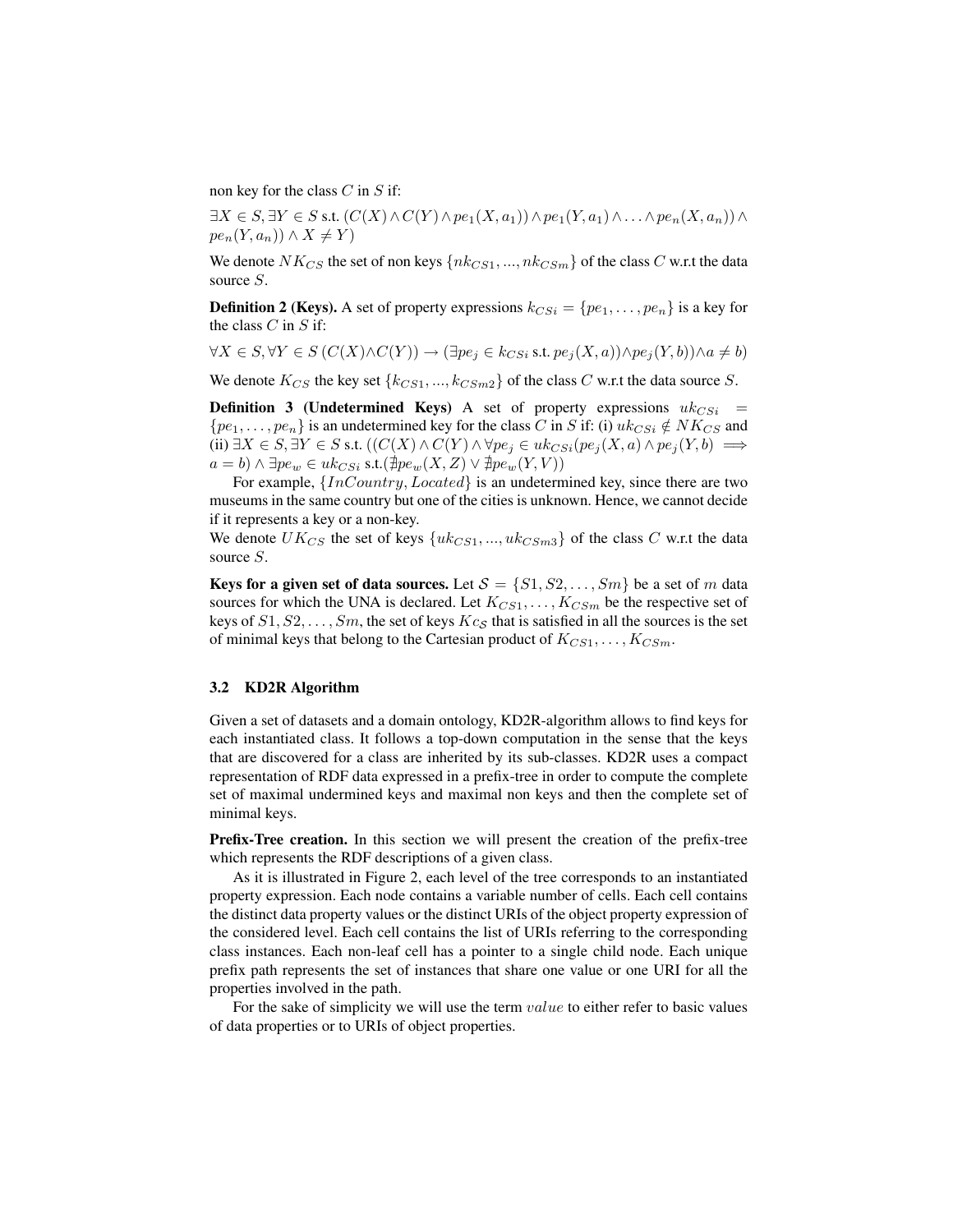non key for the class $C$ in $S$ if:

$\exists X \in S, \exists Y \in S$ s.t. $(C(X) \wedge C(Y) \wedge pe_1(X, a_1)) \wedge pe_1(Y, a_1) \wedge \ldots \wedge pe_n(X, a_n)) \wedge pe_n(Y, a_n)) \wedge X \neq Y)$

We denote $NK_{CS}$ the set of non keys $\{nk_{CS1}, ..., nk_{CSm}\}$ of the class $C$ w.r.t the data source $S$.

**Definition 2 (Keys).** A set of property expressions $k_{CSi} = \{pe_1, \ldots, pe_n\}$ is a key for the class $C$ in $S$ if:

$\forall X \in S, \forall Y \in S\ (C(X) \wedge C(Y)) \rightarrow (\exists pe_j \in k_{CSi}$ s.t. $pe_j(X, a)) \wedge pe_j(Y, b)) \wedge a \neq b)$

We denote $K_{CS}$ the key set $\{k_{CS1}, ..., k_{CSm2}\}$ of the class $C$ w.r.t the data source $S$.

**Definition 3 (Undetermined Keys)** A set of property expressions $uk_{CSi} = \{pe_1, \ldots, pe_n\}$ is an undetermined key for the class $C$ in $S$ if: (i) $uk_{CSi} \notin NK_{CS}$ and (ii) $\exists X \in S, \exists Y \in S$ s.t. $((C(X) \wedge C(Y) \wedge \forall pe_j \in uk_{CSi}(pe_j(X, a) \wedge pe_j(Y, b) \implies a = b) \wedge \exists pe_w \in uk_{CSi}$ s.t.$(\nexists pe_w(X, Z) \vee \nexists pe_w(Y, V))$

For example, $\{InCountry, Located\}$ is an undetermined key, since there are two museums in the same country but one of the cities is unknown. Hence, we cannot decide if it represents a key or a non-key.

We denote $UK_{CS}$ the set of keys $\{uk_{CS1}, ..., uk_{CSm3}\}$ of the class $C$ w.r.t the data source $S$.

**Keys for a given set of data sources.** Let $\mathcal{S} = \{S1, S2, \ldots, Sm\}$ be a set of $m$ data sources for which the UNA is declared. Let $K_{CS1}, \ldots, K_{CSm}$ be the respective set of keys of $S1, S2, \ldots, Sm$, the set of keys $Kc_{\mathcal{S}}$ that is satisfied in all the sources is the set of minimal keys that belong to the Cartesian product of $K_{CS1}, \ldots, K_{CSm}$.

### 3.2 KD2R Algorithm

Given a set of datasets and a domain ontology, KD2R-algorithm allows to find keys for each instantiated class. It follows a top-down computation in the sense that the keys that are discovered for a class are inherited by its sub-classes. KD2R uses a compact representation of RDF data expressed in a prefix-tree in order to compute the complete set of maximal undermined keys and maximal non keys and then the complete set of minimal keys.

**Prefix-Tree creation.** In this section we will present the creation of the prefix-tree which represents the RDF descriptions of a given class.

As it is illustrated in Figure 2, each level of the tree corresponds to an instantiated property expression. Each node contains a variable number of cells. Each cell contains the distinct data property values or the distinct URIs of the object property expression of the considered level. Each cell contains the list of URIs referring to the corresponding class instances. Each non-leaf cell has a pointer to a single child node. Each unique prefix path represents the set of instances that share one value or one URI for all the properties involved in the path.

For the sake of simplicity we will use the term $value$ to either refer to basic values of data properties or to URIs of object properties.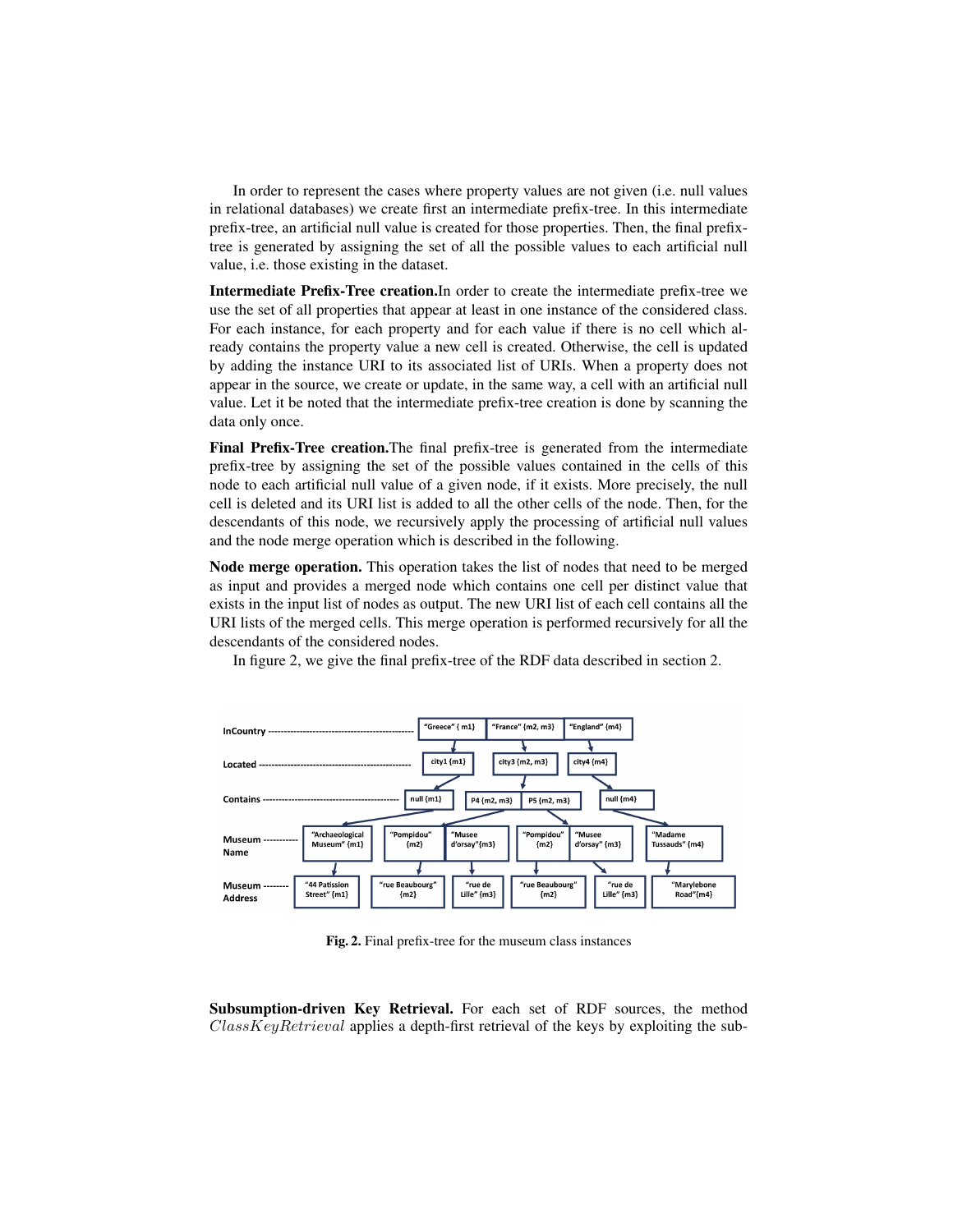In order to represent the cases where property values are not given (i.e. null values in relational databases) we create first an intermediate prefix-tree. In this intermediate prefix-tree, an artificial null value is created for those properties. Then, the final prefix-tree is generated by assigning the set of all the possible values to each artificial null value, i.e. those existing in the dataset.

**Intermediate Prefix-Tree creation.**In order to create the intermediate prefix-tree we use the set of all properties that appear at least in one instance of the considered class. For each instance, for each property and for each value if there is no cell which already contains the property value a new cell is created. Otherwise, the cell is updated by adding the instance URI to its associated list of URIs. When a property does not appear in the source, we create or update, in the same way, a cell with an artificial null value. Let it be noted that the intermediate prefix-tree creation is done by scanning the data only once.

**Final Prefix-Tree creation.**The final prefix-tree is generated from the intermediate prefix-tree by assigning the set of the possible values contained in the cells of this node to each artificial null value of a given node, if it exists. More precisely, the null cell is deleted and its URI list is added to all the other cells of the node. Then, for the descendants of this node, we recursively apply the processing of artificial null values and the node merge operation which is described in the following.

**Node merge operation.** This operation takes the list of nodes that need to be merged as input and provides a merged node which contains one cell per distinct value that exists in the input list of nodes as output. The new URI list of each cell contains all the URI lists of the merged cells. This merge operation is performed recursively for all the descendants of the considered nodes.

In figure 2, we give the final prefix-tree of the RDF data described in section 2.

InCountry
"Greece" { m1} "France" {m2, m3} "England" {m4}
Located
city1 {m1} city3 {m2, m3} city4 {m4}
Contains
null {m1} P4 {m2, m3} P5 {m2, m3} null {m4}
Museum Name
"Archaeological Museum" {m1} "Pompidou" {m2} "Musee d'orsay"{m3} "Pompidou" {m2} "Musee d'orsay" {m3} "Madame Tussauds" {m4}
Museum Address
"44 Patission Street" {m1} "rue Beaubourg" {m2} "rue de Lille" {m3} "rue Beaubourg" {m2} "rue de Lille" {m3} "Marylebone Road"{m4}

**Fig. 2.** Final prefix-tree for the museum class instances

**Subsumption-driven Key Retrieval.** For each set of RDF sources, the method $ClassKeyRetrieval$ applies a depth-first retrieval of the keys by exploiting the sub-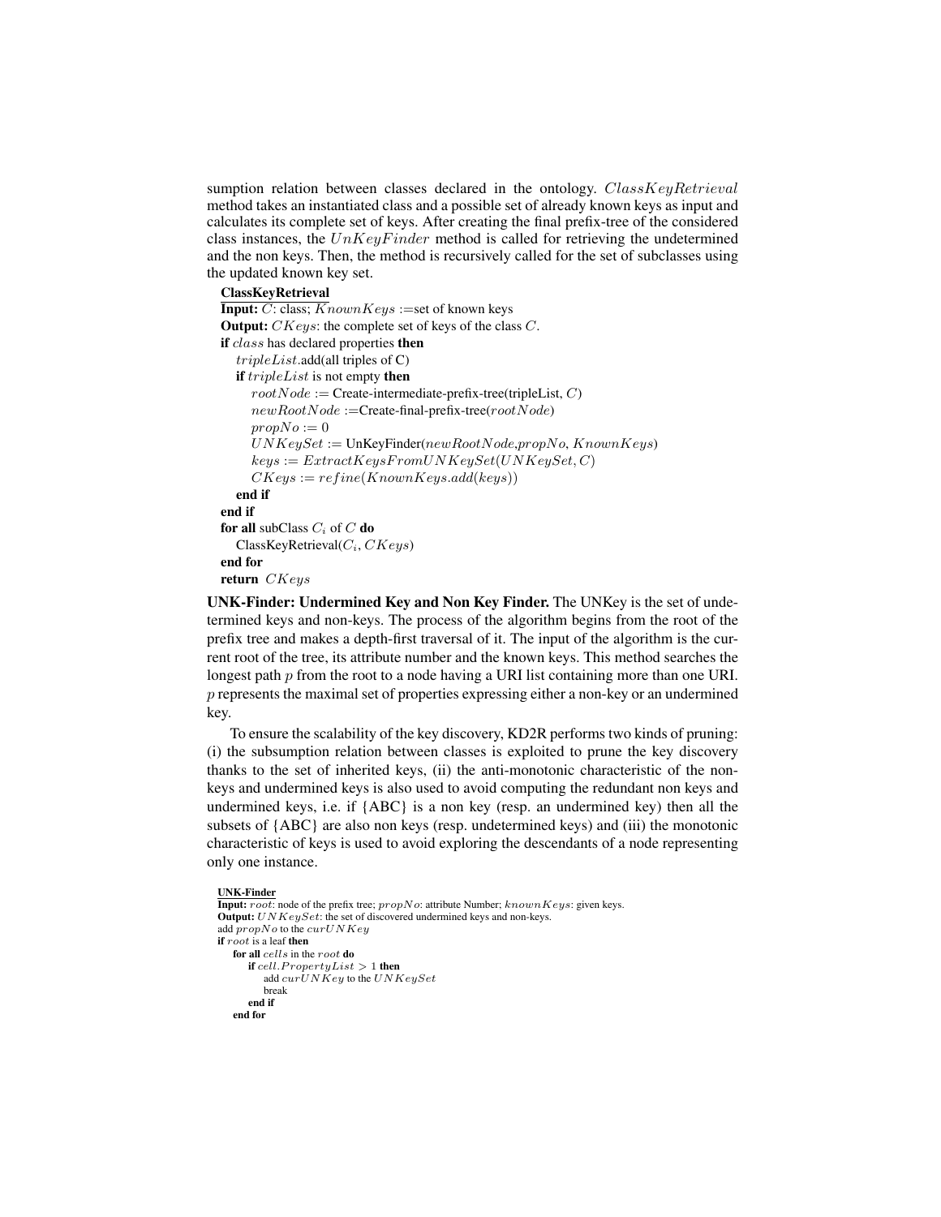sumption relation between classes declared in the ontology. $ClassKeyRetrieval$ method takes an instantiated class and a possible set of already known keys as input and calculates its complete set of keys. After creating the final prefix-tree of the considered class instances, the $UnKeyFinder$ method is called for retrieving the undetermined and the non keys. Then, the method is recursively called for the set of subclasses using the updated known key set.

**ClassKeyRetrieval**

**Input:** $C$: class; $KnownKeys$ :=set of known keys
**Output:** $CKeys$: the complete set of keys of the class $C$.

```
if class has declared properties then
    tripleList.add(all triples of C)
    if tripleList is not empty then
        rootNode := Create-intermediate-prefix-tree(tripleList, C)
        newRootNode :=Create-final-prefix-tree(rootNode)
        propNo := 0
        UNKeySet := UnKeyFinder(newRootNode,propNo, KnownKeys)
        keys := ExtractKeysFromUNKeySet(UNKeySet, C)
        CKeys := refine(KnownKeys.add(keys))
    end if
end if
for all subClass C_i of C do
    ClassKeyRetrieval(C_i, CKeys)
end for
return CKeys
```

**UNK-Finder: Undermined Key and Non Key Finder.** The UNKey is the set of undetermined keys and non-keys. The process of the algorithm begins from the root of the prefix tree and makes a depth-first traversal of it. The input of the algorithm is the current root of the tree, its attribute number and the known keys. This method searches the longest path $p$ from the root to a node having a URI list containing more than one URI. $p$ represents the maximal set of properties expressing either a non-key or an undermined key.

To ensure the scalability of the key discovery, KD2R performs two kinds of pruning: (i) the subsumption relation between classes is exploited to prune the key discovery thanks to the set of inherited keys, (ii) the anti-monotonic characteristic of the non-keys and undermined keys is also used to avoid computing the redundant non keys and undermined keys, i.e. if {ABC} is a non key (resp. an undermined key) then all the subsets of {ABC} are also non keys (resp. undetermined keys) and (iii) the monotonic characteristic of keys is used to avoid exploring the descendants of a node representing only one instance.

**UNK-Finder**

**Input:** $root$: node of the prefix tree; $propNo$: attribute Number; $knownKeys$: given keys.
**Output:** $UNKeySet$: the set of discovered undermined keys and non-keys.

```
add propNo to the curUNKey
if root is a leaf then
    for all cells in the root do
        if cell.PropertyList > 1 then
            add curUNKey to the UNKeySet
            break
        end if
    end for
```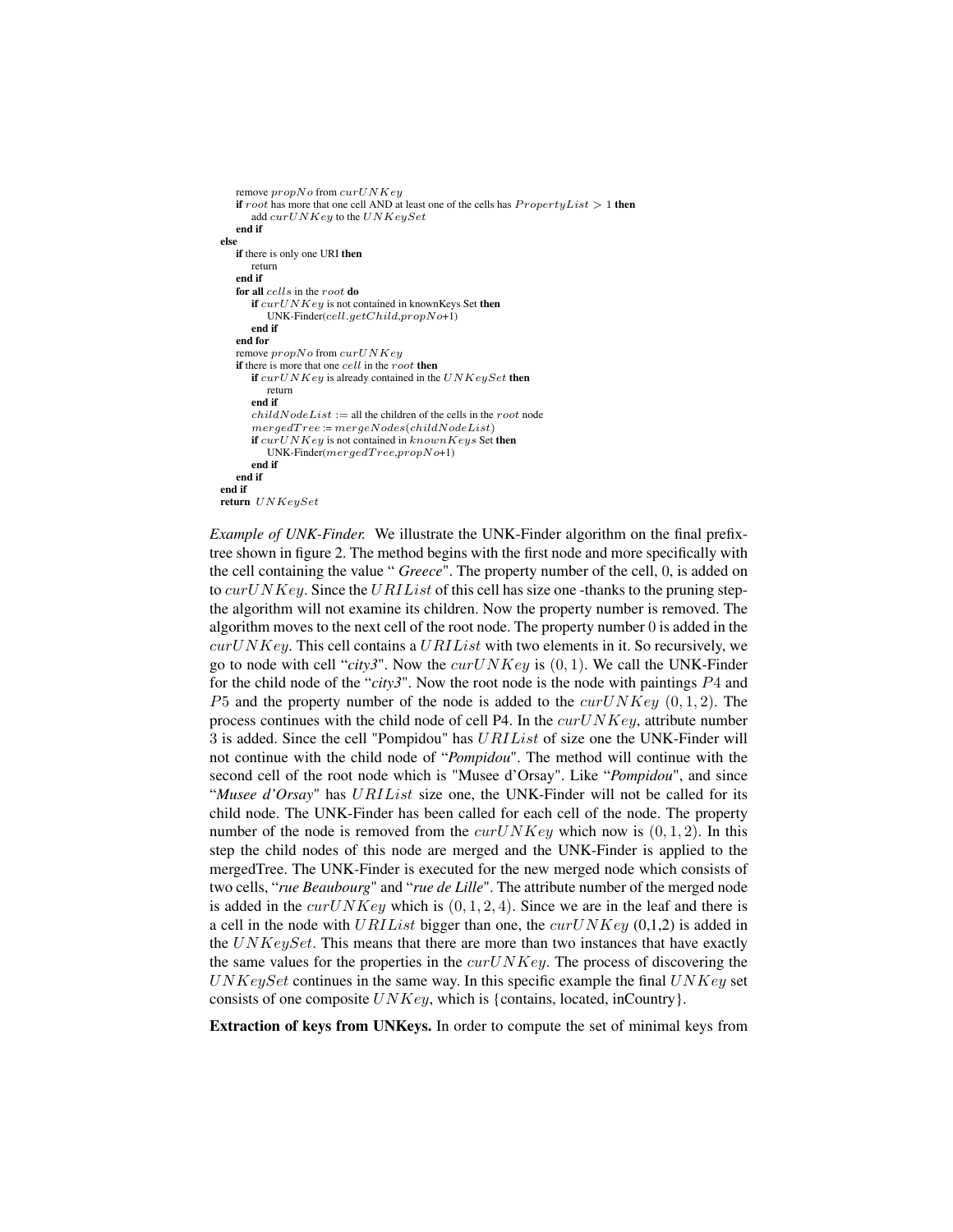```
        remove propNo from curUNKey
        if root has more that one cell AND at least one of the cells has PropertyList > 1 then
            add curUNKey to the UNKeySet
        end if
    else
        if there is only one URI then
            return
        end if
        for all cells in the root do
            if curUNKey is not contained in knownKeys Set then
                UNK-Finder(cell.getChild,propNo+1)
            end if
        end for
        remove propNo from curUNKey
        if there is more that one cell in the root then
            if curUNKey is already contained in the UNKeySet then
                return
            end if
            childNodeList := all the children of the cells in the root node
            mergedTree := mergeNodes(childNodeList)
            if curUNKey is not contained in knownKeys Set then
                UNK-Finder(mergedTree,propNo+1)
            end if
        end if
    end if
    return UNKeySet
```

*Example of UNK-Finder.* We illustrate the UNK-Finder algorithm on the final prefix-tree shown in figure 2. The method begins with the first node and more specifically with the cell containing the value " ***Greece***". The property number of the cell, $0$, is added on to $curUNKey$. Since the $URIList$ of this cell has size one -thanks to the pruning step- the algorithm will not examine its children. Now the property number is removed. The algorithm moves to the next cell of the root node. The property number $0$ is added in the $curUNKey$. This cell contains a $URIList$ with two elements in it. So recursively, we go to node with cell "***city3***". Now the $curUNKey$ is $(0, 1)$. We call the UNK-Finder for the child node of the "***city3***". Now the root node is the node with paintings $P4$ and $P5$ and the property number of the node is added to the $curUNKey$ $(0, 1, 2)$. The process continues with the child node of cell P4. In the $curUNKey$, attribute number $3$ is added. Since the cell "Pompidou" has $URIList$ of size one the UNK-Finder will not continue with the child node of "***Pompidou***". The method will continue with the second cell of the root node which is "Musee d'Orsay". Like "***Pompidou***", and since "***Musee d'Orsay***" has $URIList$ size one, the UNK-Finder will not be called for its child node. The UNK-Finder has been called for each cell of the node. The property number of the node is removed from the $curUNKey$ which now is $(0, 1, 2)$. In this step the child nodes of this node are merged and the UNK-Finder is applied to the mergedTree. The UNK-Finder is executed for the new merged node which consists of two cells, "***rue Beaubourg***" and "***rue de Lille***". The attribute number of the merged node is added in the $curUNKey$ which is $(0, 1, 2, 4)$. Since we are in the leaf and there is a cell in the node with $URIList$ bigger than one, the $curUNKey$ (0,1,2) is added in the $UNKeySet$. This means that there are more than two instances that have exactly the same values for the properties in the $curUNKey$. The process of discovering the $UNKeySet$ continues in the same way. In this specific example the final $UNKey$ set consists of one composite $UNKey$, which is {contains, located, inCountry}.

**Extraction of keys from UNKeys.** In order to compute the set of minimal keys from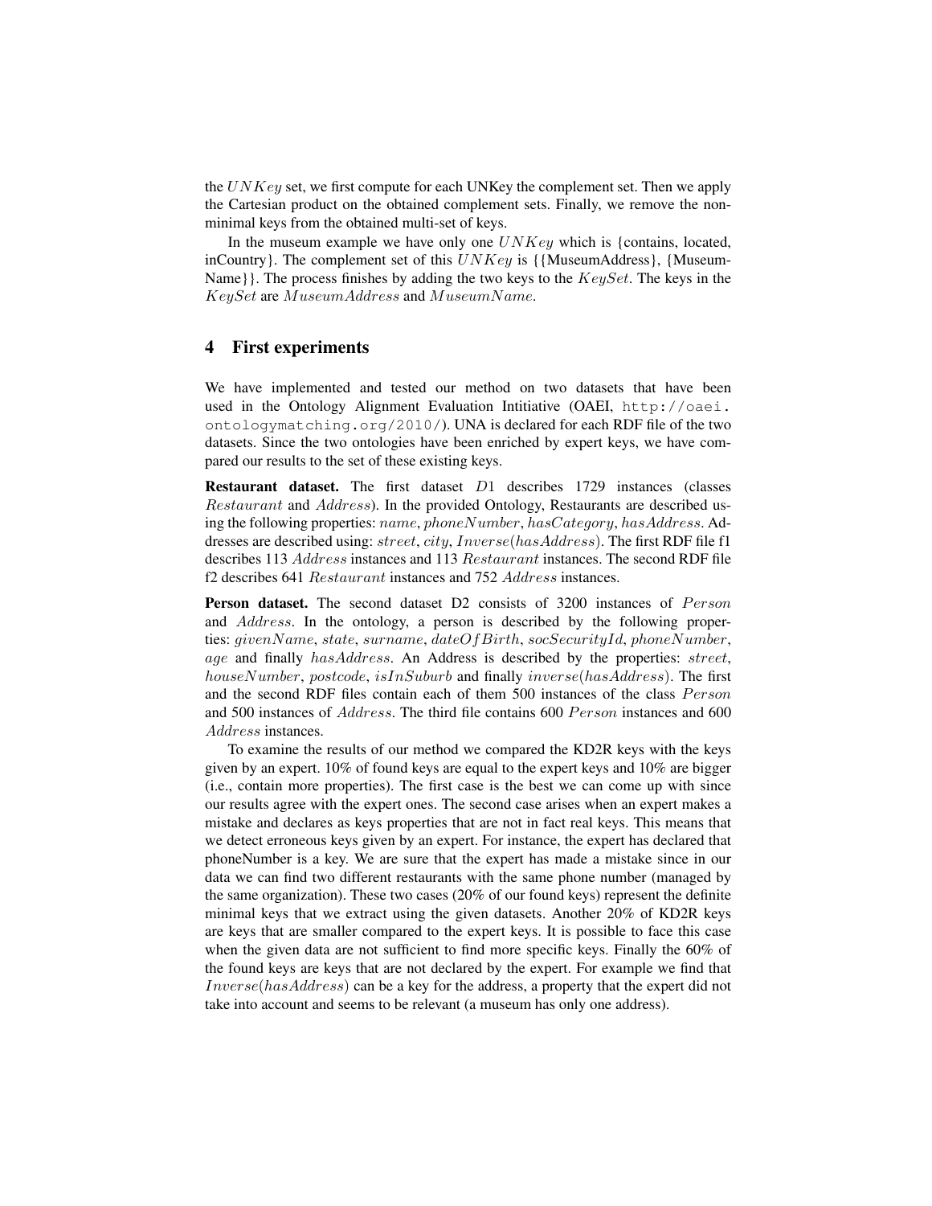the $UNKey$ set, we first compute for each UNKey the complement set. Then we apply the Cartesian product on the obtained complement sets. Finally, we remove the non-minimal keys from the obtained multi-set of keys.

In the museum example we have only one $UNKey$ which is {contains, located, inCountry}. The complement set of this $UNKey$ is {{MuseumAddress}, {MuseumName}}. The process finishes by adding the two keys to the $KeySet$. The keys in the $KeySet$ are $MuseumAddress$ and $MuseumName$.

## 4 First experiments

We have implemented and tested our method on two datasets that have been used in the Ontology Alignment Evaluation Intitiative (OAEI, `http://oaei.ontologymatching.org/2010/`). UNA is declared for each RDF file of the two datasets. Since the two ontologies have been enriched by expert keys, we have compared our results to the set of these existing keys.

**Restaurant dataset.** The first dataset $D1$ describes 1729 instances (classes $Restaurant$ and $Address$). In the provided Ontology, Restaurants are described using the following properties: $name$, $phoneNumber$, $hasCategory$, $hasAddress$. Addresses are described using: $street$, $city$, $Inverse(hasAddress)$. The first RDF file f1 describes 113 $Address$ instances and 113 $Restaurant$ instances. The second RDF file f2 describes 641 $Restaurant$ instances and 752 $Address$ instances.

**Person dataset.** The second dataset D2 consists of 3200 instances of $Person$ and $Address$. In the ontology, a person is described by the following properties: $givenName$, $state$, $surname$, $dateOfBirth$, $socSecurityId$, $phoneNumber$, $age$ and finally $hasAddress$. An Address is described by the properties: $street$, $houseNumber$, $postcode$, $isInSuburb$ and finally $inverse(hasAddress)$. The first and the second RDF files contain each of them 500 instances of the class $Person$ and 500 instances of $Address$. The third file contains 600 $Person$ instances and 600 $Address$ instances.

To examine the results of our method we compared the KD2R keys with the keys given by an expert. 10% of found keys are equal to the expert keys and 10% are bigger (i.e., contain more properties). The first case is the best we can come up with since our results agree with the expert ones. The second case arises when an expert makes a mistake and declares as keys properties that are not in fact real keys. This means that we detect erroneous keys given by an expert. For instance, the expert has declared that phoneNumber is a key. We are sure that the expert has made a mistake since in our data we can find two different restaurants with the same phone number (managed by the same organization). These two cases (20% of our found keys) represent the definite minimal keys that we extract using the given datasets. Another 20% of KD2R keys are keys that are smaller compared to the expert keys. It is possible to face this case when the given data are not sufficient to find more specific keys. Finally the 60% of the found keys are keys that are not declared by the expert. For example we find that $Inverse(hasAddress)$ can be a key for the address, a property that the expert did not take into account and seems to be relevant (a museum has only one address).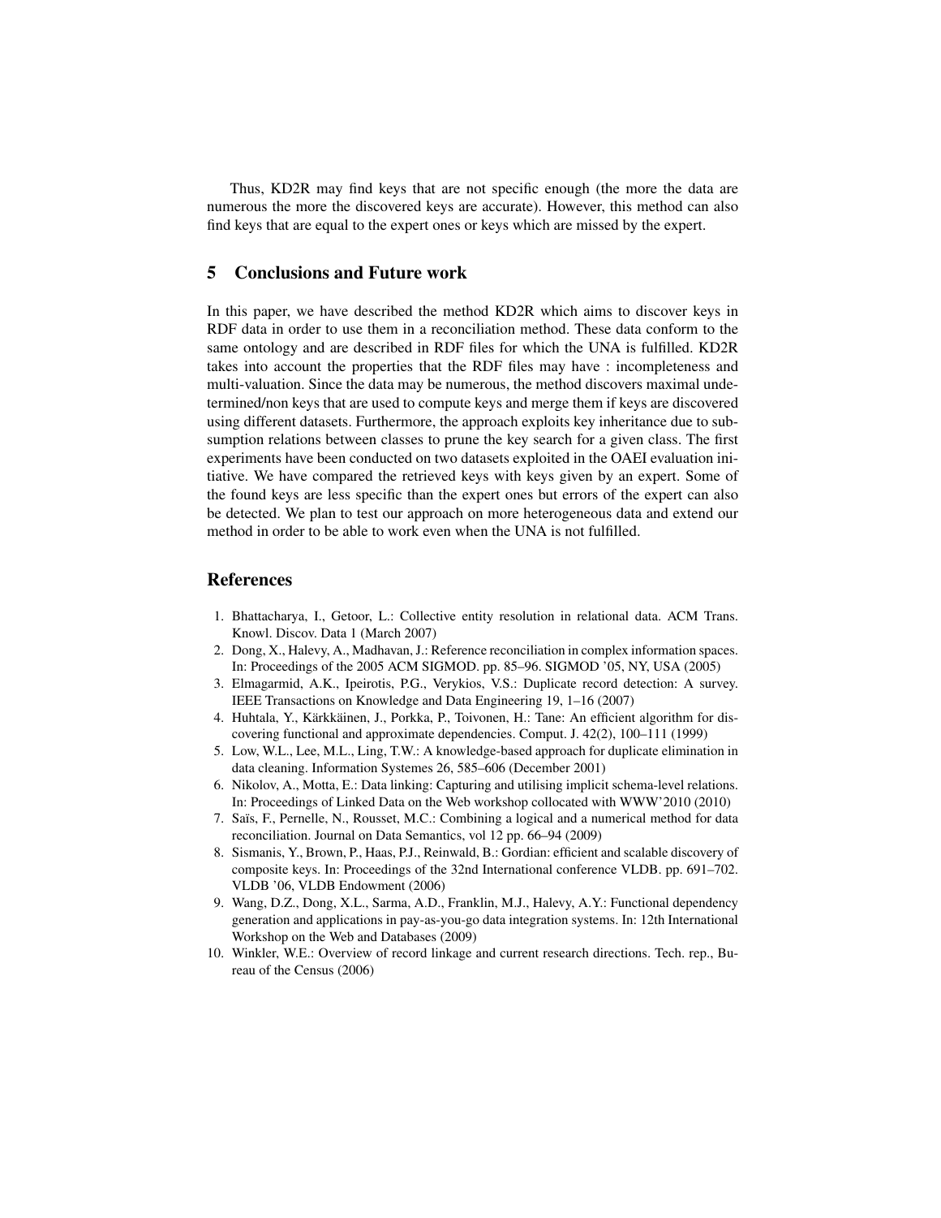Thus, KD2R may find keys that are not specific enough (the more the data are numerous the more the discovered keys are accurate). However, this method can also find keys that are equal to the expert ones or keys which are missed by the expert.

## 5 Conclusions and Future work

In this paper, we have described the method KD2R which aims to discover keys in RDF data in order to use them in a reconciliation method. These data conform to the same ontology and are described in RDF files for which the UNA is fulfilled. KD2R takes into account the properties that the RDF files may have : incompleteness and multi-valuation. Since the data may be numerous, the method discovers maximal undetermined/non keys that are used to compute keys and merge them if keys are discovered using different datasets. Furthermore, the approach exploits key inheritance due to subsumption relations between classes to prune the key search for a given class. The first experiments have been conducted on two datasets exploited in the OAEI evaluation initiative. We have compared the retrieved keys with keys given by an expert. Some of the found keys are less specific than the expert ones but errors of the expert can also be detected. We plan to test our approach on more heterogeneous data and extend our method in order to be able to work even when the UNA is not fulfilled.

## References

1. Bhattacharya, I., Getoor, L.: Collective entity resolution in relational data. ACM Trans. Knowl. Discov. Data 1 (March 2007)
2. Dong, X., Halevy, A., Madhavan, J.: Reference reconciliation in complex information spaces. In: Proceedings of the 2005 ACM SIGMOD. pp. 85–96. SIGMOD '05, NY, USA (2005)
3. Elmagarmid, A.K., Ipeirotis, P.G., Verykios, V.S.: Duplicate record detection: A survey. IEEE Transactions on Knowledge and Data Engineering 19, 1–16 (2007)
4. Huhtala, Y., Kärkkäinen, J., Porkka, P., Toivonen, H.: Tane: An efficient algorithm for discovering functional and approximate dependencies. Comput. J. 42(2), 100–111 (1999)
5. Low, W.L., Lee, M.L., Ling, T.W.: A knowledge-based approach for duplicate elimination in data cleaning. Information Systemes 26, 585–606 (December 2001)
6. Nikolov, A., Motta, E.: Data linking: Capturing and utilising implicit schema-level relations. In: Proceedings of Linked Data on the Web workshop collocated with WWW'2010 (2010)
7. Saïs, F., Pernelle, N., Rousset, M.C.: Combining a logical and a numerical method for data reconciliation. Journal on Data Semantics, vol 12 pp. 66–94 (2009)
8. Sismanis, Y., Brown, P., Haas, P.J., Reinwald, B.: Gordian: efficient and scalable discovery of composite keys. In: Proceedings of the 32nd International conference VLDB. pp. 691–702. VLDB '06, VLDB Endowment (2006)
9. Wang, D.Z., Dong, X.L., Sarma, A.D., Franklin, M.J., Halevy, A.Y.: Functional dependency generation and applications in pay-as-you-go data integration systems. In: 12th International Workshop on the Web and Databases (2009)
10. Winkler, W.E.: Overview of record linkage and current research directions. Tech. rep., Bureau of the Census (2006)